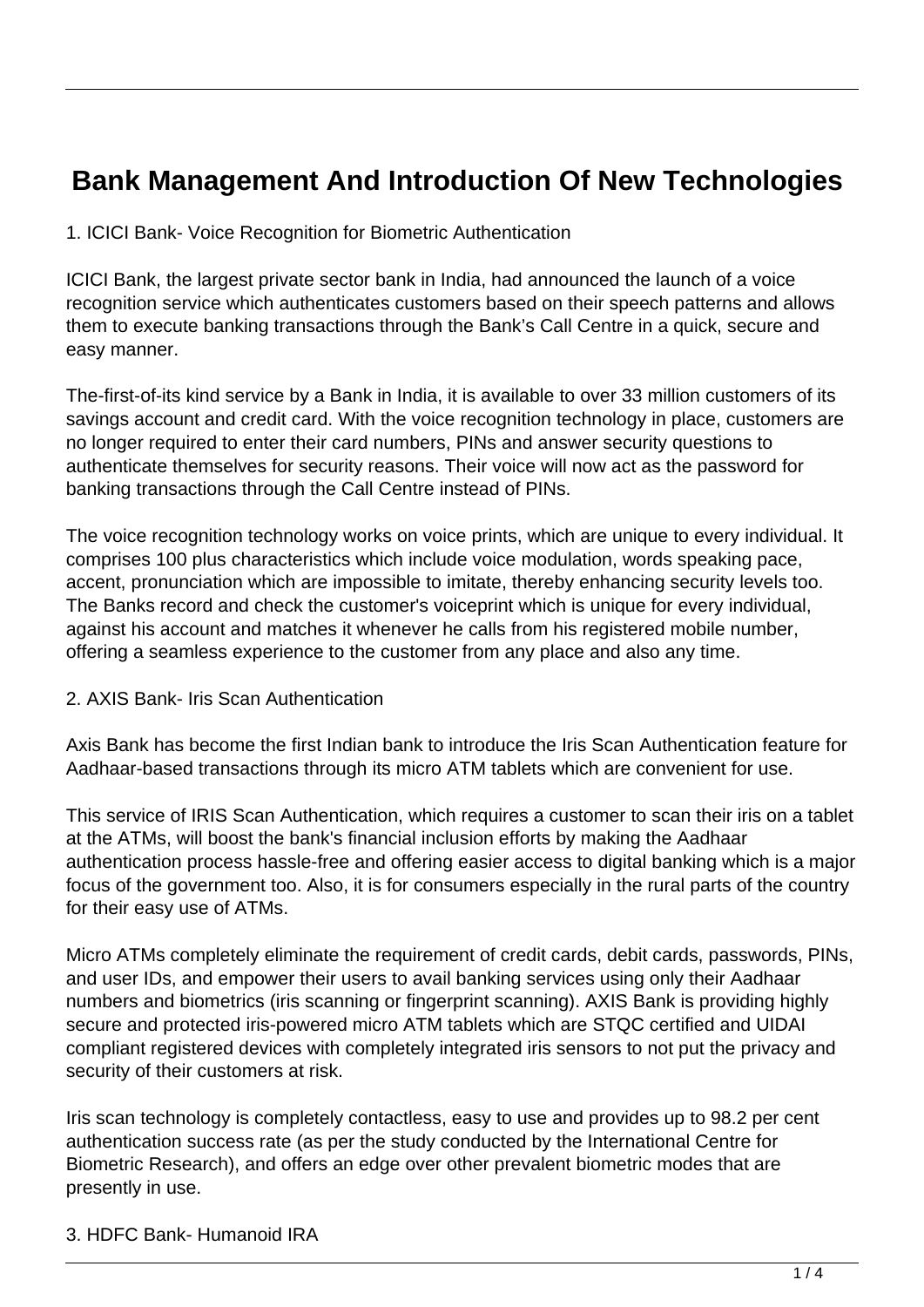# Bank Management And Introduction Of New Technologies

1. ICICI Bank- Voice Recognition for Biometric Authentication

ICICI Bank, the largest private sector bank in India, had announced the launch of a voice recognition service which authenticates customers based on their speech patterns and allows them to execute banking transactions through the Bank's Call Centre in a quick, secure and easy manner.

The-first-of-its kind service by a Bank in India, it is available to over 33 million customers of its savings account and credit card. With the voice recognition technology in place, customers are no longer required to enter their card numbers, PINs and answer security questions to authenticate themselves for security reasons. Their voice will now act as the password for banking transactions through the Call Centre instead of PINs.

The voice recognition technology works on voice prints, which are unique to every individual. It comprises 100 plus characteristics which include voice modulation, words speaking pace, accent, pronunciation which are impossible to imitate, thereby enhancing security levels too. The Banks record and check the customer's voiceprint which is unique for every individual, against his account and matches it whenever he calls from his registered mobile number, offering a seamless experience to the customer from any place and also any time.

2. AXIS Bank- Iris Scan Authentication

Axis Bank has become the first Indian bank to introduce the Iris Scan Authentication feature for Aadhaar-based transactions through its micro ATM tablets which are convenient for use.

This service of IRIS Scan Authentication, which requires a customer to scan their iris on a tablet at the ATMs, will boost the bank's financial inclusion efforts by making the Aadhaar authentication process hassle-free and offering easier access to digital banking which is a major focus of the government too. Also, it is for consumers especially in the rural parts of the country for their easy use of ATMs.

Micro ATMs completely eliminate the requirement of credit cards, debit cards, passwords, PINs, and user IDs, and empower their users to avail banking services using only their Aadhaar numbers and biometrics (iris scanning or fingerprint scanning). AXIS Bank is providing highly secure and protected iris-powered micro ATM tablets which are STQC certified and UIDAI compliant registered devices with completely integrated iris sensors to not put the privacy and security of their customers at risk.

Iris scan technology is completely contactless, easy to use and provides up to 98.2 per cent authentication success rate (as per the study conducted by the International Centre for Biometric Research), and offers an edge over other prevalent biometric modes that are presently in use.

3. HDFC Bank- Humanoid IRA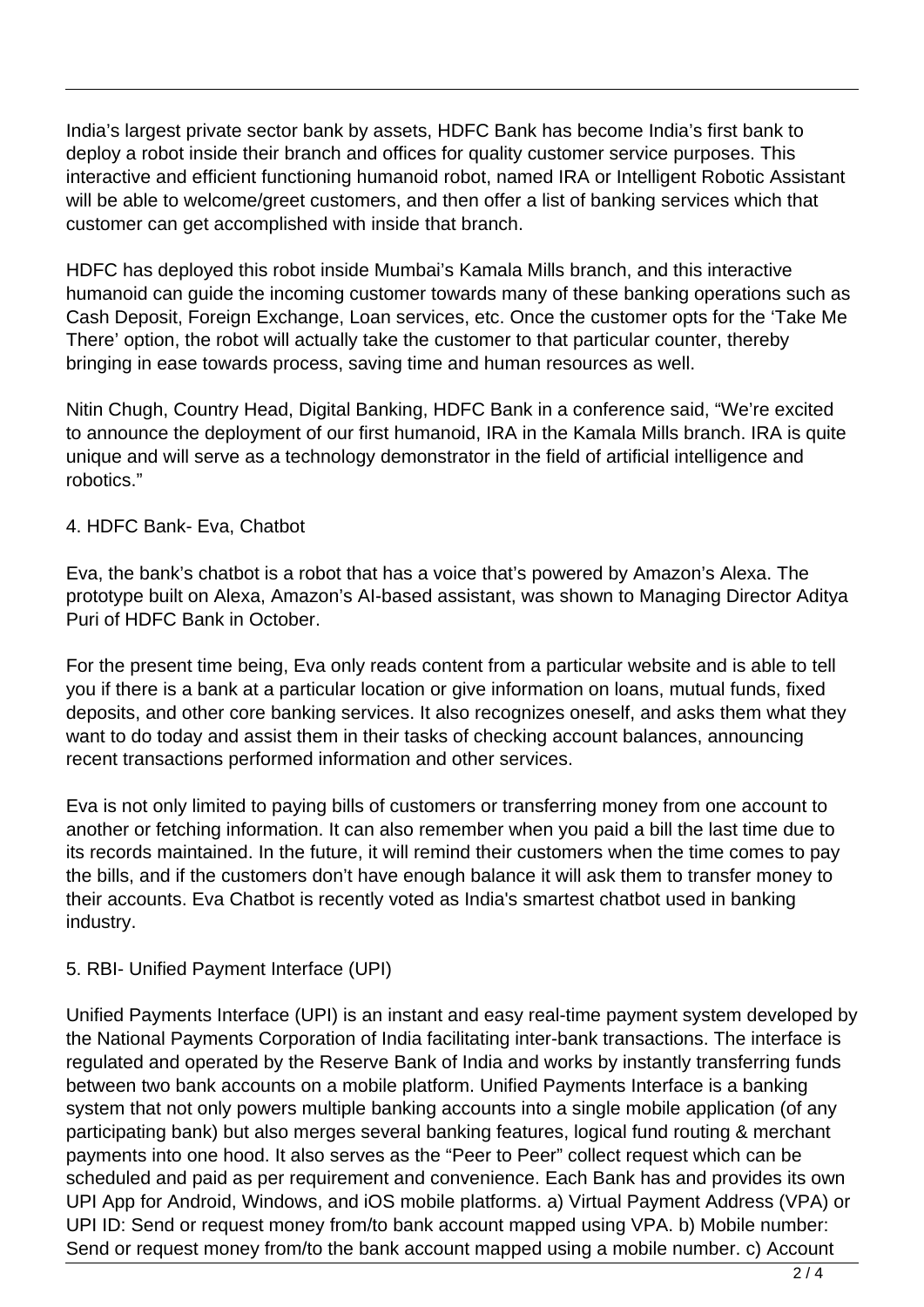India's largest private sector bank by assets, HDFC Bank has become India's first bank to deploy a robot inside their branch and offices for quality customer service purposes. This interactive and efficient functioning humanoid robot, named IRA or Intelligent Robotic Assistant will be able to welcome/greet customers, and then offer a list of banking services which that customer can get accomplished with inside that branch.

HDFC has deployed this robot inside Mumbai's Kamala Mills branch, and this interactive humanoid can guide the incoming customer towards many of these banking operations such as Cash Deposit, Foreign Exchange, Loan services, etc. Once the customer opts for the 'Take Me There' option, the robot will actually take the customer to that particular counter, thereby bringing in ease towards process, saving time and human resources as well.

Nitin Chugh, Country Head, Digital Banking, HDFC Bank in a conference said, "We're excited to announce the deployment of our first humanoid, IRA in the Kamala Mills branch. IRA is quite unique and will serve as a technology demonstrator in the field of artificial intelligence and robotics."

4. HDFC Bank- Eva, Chatbot

Eva, the bank's chatbot is a robot that has a voice that's powered by Amazon's Alexa. The prototype built on Alexa, Amazon's AI-based assistant, was shown to Managing Director Aditya Puri of HDFC Bank in October.

For the present time being, Eva only reads content from a particular website and is able to tell you if there is a bank at a particular location or give information on loans, mutual funds, fixed deposits, and other core banking services. It also recognizes oneself, and asks them what they want to do today and assist them in their tasks of checking account balances, announcing recent transactions performed information and other services.

Eva is not only limited to paying bills of customers or transferring money from one account to another or fetching information. It can also remember when you paid a bill the last time due to its records maintained. In the future, it will remind their customers when the time comes to pay the bills, and if the customers don't have enough balance it will ask them to transfer money to their accounts. Eva Chatbot is recently voted as India's smartest chatbot used in banking industry.

5. RBI- Unified Payment Interface (UPI)

Unified Payments Interface (UPI) is an instant and easy real-time payment system developed by the National Payments Corporation of India facilitating inter-bank transactions. The interface is regulated and operated by the Reserve Bank of India and works by instantly transferring funds between two bank accounts on a mobile platform. Unified Payments Interface is a banking system that not only powers multiple banking accounts into a single mobile application (of any participating bank) but also merges several banking features, logical fund routing & merchant payments into one hood. It also serves as the "Peer to Peer" collect request which can be scheduled and paid as per requirement and convenience. Each Bank has and provides its own UPI App for Android, Windows, and iOS mobile platforms. a) Virtual Payment Address (VPA) or UPI ID: Send or request money from/to bank account mapped using VPA. b) Mobile number: Send or request money from/to the bank account mapped using a mobile number. c) Account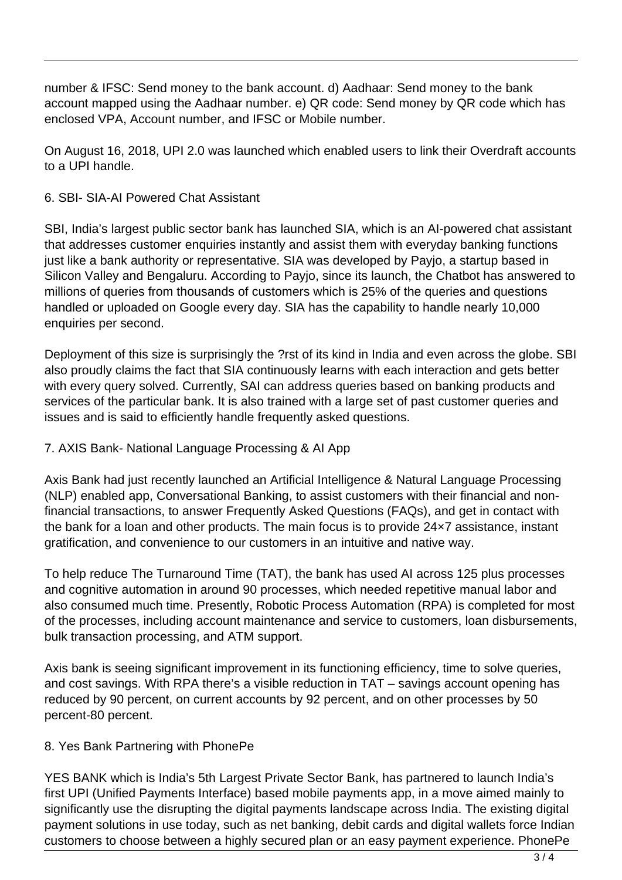number & IFSC: Send money to the bank account. d) Aadhaar: Send money to the bank account mapped using the Aadhaar number. e) QR code: Send money by QR code which has enclosed VPA, Account number, and IFSC or Mobile number.

On August 16, 2018, UPI 2.0 was launched which enabled users to link their Overdraft accounts to a UPI handle.

## 6. SBI- SIA-AI Powered Chat Assistant

SBI, India's largest public sector bank has launched SIA, which is an AI-powered chat assistant that addresses customer enquiries instantly and assist them with everyday banking functions just like a bank authority or representative. SIA was developed by Payjo, a startup based in Silicon Valley and Bengaluru. According to Payjo, since its launch, the Chatbot has answered to millions of queries from thousands of customers which is 25% of the queries and questions handled or uploaded on Google every day. SIA has the capability to handle nearly 10,000 enquiries per second.

Deployment of this size is surprisingly the ?rst of its kind in India and even across the globe. SBI also proudly claims the fact that SIA continuously learns with each interaction and gets better with every query solved. Currently, SAI can address queries based on banking products and services of the particular bank. It is also trained with a large set of past customer queries and issues and is said to efficiently handle frequently asked questions.

## 7. AXIS Bank- National Language Processing & AI App

Axis Bank had just recently launched an Artificial Intelligence & Natural Language Processing (NLP) enabled app, Conversational Banking, to assist customers with their financial and non-financial transactions, to answer Frequently Asked Questions (FAQs), and get in contact with the bank for a loan and other products. The main focus is to provide 24×7 assistance, instant gratification, and convenience to our customers in an intuitive and native way.

To help reduce The Turnaround Time (TAT), the bank has used AI across 125 plus processes and cognitive automation in around 90 processes, which needed repetitive manual labor and also consumed much time. Presently, Robotic Process Automation (RPA) is completed for most of the processes, including account maintenance and service to customers, loan disbursements, bulk transaction processing, and ATM support.

Axis bank is seeing significant improvement in its functioning efficiency, time to solve queries, and cost savings. With RPA there's a visible reduction in TAT – savings account opening has reduced by 90 percent, on current accounts by 92 percent, and on other processes by 50 percent-80 percent.

## 8. Yes Bank Partnering with PhonePe

YES BANK which is India's 5th Largest Private Sector Bank, has partnered to launch India's first UPI (Unified Payments Interface) based mobile payments app, in a move aimed mainly to significantly use the disrupting the digital payments landscape across India. The existing digital payment solutions in use today, such as net banking, debit cards and digital wallets force Indian customers to choose between a highly secured plan or an easy payment experience. PhonePe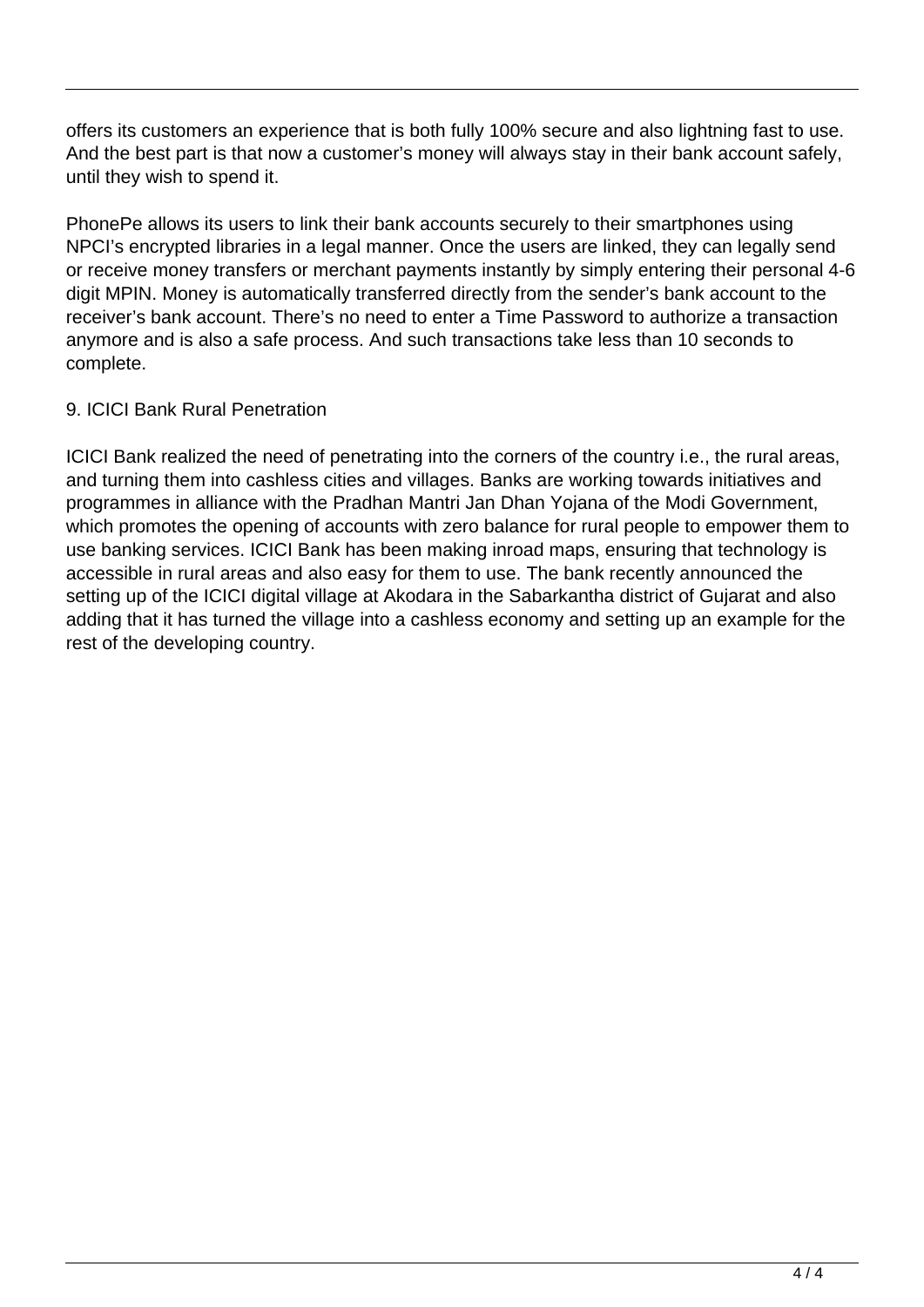offers its customers an experience that is both fully 100% secure and also lightning fast to use. And the best part is that now a customer's money will always stay in their bank account safely, until they wish to spend it.

PhonePe allows its users to link their bank accounts securely to their smartphones using NPCI's encrypted libraries in a legal manner. Once the users are linked, they can legally send or receive money transfers or merchant payments instantly by simply entering their personal 4-6 digit MPIN. Money is automatically transferred directly from the sender's bank account to the receiver's bank account. There's no need to enter a Time Password to authorize a transaction anymore and is also a safe process. And such transactions take less than 10 seconds to complete.

## 9. ICICI Bank Rural Penetration

ICICI Bank realized the need of penetrating into the corners of the country i.e., the rural areas, and turning them into cashless cities and villages. Banks are working towards initiatives and programmes in alliance with the Pradhan Mantri Jan Dhan Yojana of the Modi Government, which promotes the opening of accounts with zero balance for rural people to empower them to use banking services. ICICI Bank has been making inroad maps, ensuring that technology is accessible in rural areas and also easy for them to use. The bank recently announced the setting up of the ICICI digital village at Akodara in the Sabarkantha district of Gujarat and also adding that it has turned the village into a cashless economy and setting up an example for the rest of the developing country.